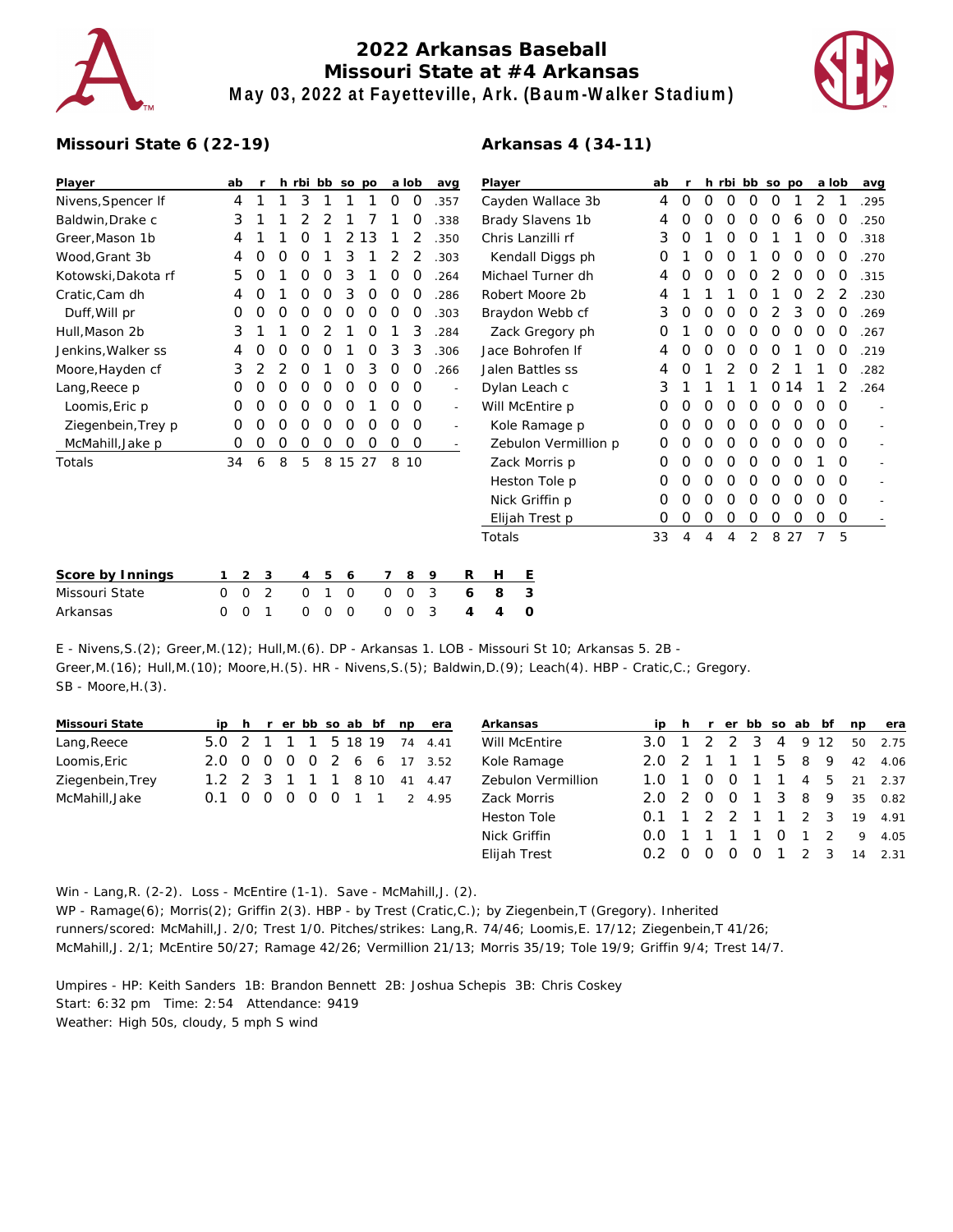# 2022 Arkansas Baseball
## Missouri State at #4 Arkansas
### May 03, 2022 at Fayetteville, Ark. (Baum-Walker Stadium)

**Missouri State 6 (22-19)**

| Player | ab | r | h | rbi | bb | so | po | a | lob | avg |
|---|---|---|---|---|---|---|---|---|---|---|
| Nivens,Spencer lf | 4 | 1 | 1 | 3 | 1 | 1 | 1 | 0 | 0 | .357 |
| Baldwin,Drake c | 3 | 1 | 1 | 2 | 2 | 1 | 7 | 1 | 0 | .338 |
| Greer,Mason 1b | 4 | 1 | 1 | 0 | 1 | 2 | 13 | 1 | 2 | .350 |
| Wood,Grant 3b | 4 | 0 | 0 | 0 | 1 | 3 | 1 | 2 | 2 | .303 |
| Kotowski,Dakota rf | 5 | 0 | 1 | 0 | 0 | 3 | 1 | 0 | 0 | .264 |
| Cratic,Cam dh | 4 | 0 | 1 | 0 | 0 | 3 | 0 | 0 | 0 | .286 |
| Duff,Will pr | 0 | 0 | 0 | 0 | 0 | 0 | 0 | 0 | 0 | .303 |
| Hull,Mason 2b | 3 | 1 | 1 | 0 | 2 | 1 | 0 | 1 | 3 | .284 |
| Jenkins,Walker ss | 4 | 0 | 0 | 0 | 0 | 1 | 0 | 3 | 3 | .306 |
| Moore,Hayden cf | 3 | 2 | 2 | 0 | 1 | 0 | 3 | 0 | 0 | .266 |
| Lang,Reece p | 0 | 0 | 0 | 0 | 0 | 0 | 0 | 0 | 0 | - |
| Loomis,Eric p | 0 | 0 | 0 | 0 | 0 | 0 | 1 | 0 | 0 | - |
| Ziegenbein,Trey p | 0 | 0 | 0 | 0 | 0 | 0 | 0 | 0 | 0 | - |
| McMahill,Jake p | 0 | 0 | 0 | 0 | 0 | 0 | 0 | 0 | 0 | - |
| Totals | 34 | 6 | 8 | 5 | 8 | 15 | 27 | 8 | 10 | |

**Arkansas 4 (34-11)**

| Player | ab | r | h | rbi | bb | so | po | a | lob | avg |
|---|---|---|---|---|---|---|---|---|---|---|
| Cayden Wallace 3b | 4 | 0 | 0 | 0 | 0 | 0 | 1 | 2 | 1 | .295 |
| Brady Slavens 1b | 4 | 0 | 0 | 0 | 0 | 0 | 6 | 0 | 0 | .250 |
| Chris Lanzilli rf | 3 | 0 | 1 | 0 | 0 | 1 | 1 | 0 | 0 | .318 |
| Kendall Diggs ph | 0 | 1 | 0 | 0 | 1 | 0 | 0 | 0 | 0 | .270 |
| Michael Turner dh | 4 | 0 | 0 | 0 | 0 | 2 | 0 | 0 | 0 | .315 |
| Robert Moore 2b | 4 | 1 | 1 | 1 | 0 | 1 | 0 | 2 | 2 | .230 |
| Braydon Webb cf | 3 | 0 | 0 | 0 | 0 | 2 | 3 | 0 | 0 | .269 |
| Zack Gregory ph | 0 | 1 | 0 | 0 | 0 | 0 | 0 | 0 | 0 | .267 |
| Jace Bohrofen lf | 4 | 0 | 0 | 0 | 0 | 0 | 1 | 0 | 0 | .219 |
| Jalen Battles ss | 4 | 0 | 1 | 2 | 0 | 2 | 1 | 1 | 0 | .282 |
| Dylan Leach c | 3 | 1 | 1 | 1 | 1 | 0 | 14 | 1 | 2 | .264 |
| Will McEntire p | 0 | 0 | 0 | 0 | 0 | 0 | 0 | 0 | 0 | - |
| Kole Ramage p | 0 | 0 | 0 | 0 | 0 | 0 | 0 | 0 | 0 | - |
| Zebulon Vermillion p | 0 | 0 | 0 | 0 | 0 | 0 | 0 | 0 | 0 | - |
| Zack Morris p | 0 | 0 | 0 | 0 | 0 | 0 | 0 | 1 | 0 | - |
| Heston Tole p | 0 | 0 | 0 | 0 | 0 | 0 | 0 | 0 | 0 | - |
| Nick Griffin p | 0 | 0 | 0 | 0 | 0 | 0 | 0 | 0 | 0 | - |
| Elijah Trest p | 0 | 0 | 0 | 0 | 0 | 0 | 0 | 0 | 0 | - |
| Totals | 33 | 4 | 4 | 4 | 2 | 8 | 27 | 7 | 5 | |

| Score by Innings | 1 | 2 | 3 | 4 | 5 | 6 | 7 | 8 | 9 | R | H | E |
|---|---|---|---|---|---|---|---|---|---|---|---|---|
| Missouri State | 0 | 0 | 2 | 0 | 1 | 0 | 0 | 0 | 3 | 6 | 8 | 3 |
| Arkansas | 0 | 0 | 1 | 0 | 0 | 0 | 0 | 0 | 3 | 4 | 4 | 0 |

E - Nivens,S.(2); Greer,M.(12); Hull,M.(6). DP - Arkansas 1. LOB - Missouri St 10; Arkansas 5. 2B - Greer,M.(16); Hull,M.(10); Moore,H.(5). HR - Nivens,S.(5); Baldwin,D.(9); Leach(4). HBP - Cratic,C.; Gregory. SB - Moore,H.(3).

| Missouri State | ip | h | r | er | bb | so | ab | bf | np | era |
|---|---|---|---|---|---|---|---|---|---|---|
| Lang,Reece | 5.0 | 2 | 1 | 1 | 1 | 5 | 18 | 19 | 74 | 4.41 |
| Loomis,Eric | 2.0 | 0 | 0 | 0 | 0 | 2 | 6 | 6 | 17 | 3.52 |
| Ziegenbein,Trey | 1.2 | 2 | 3 | 1 | 1 | 1 | 8 | 10 | 41 | 4.47 |
| McMahill,Jake | 0.1 | 0 | 0 | 0 | 0 | 0 | 1 | 1 | 2 | 4.95 |

| Arkansas | ip | h | r | er | bb | so | ab | bf | np | era |
|---|---|---|---|---|---|---|---|---|---|---|
| Will McEntire | 3.0 | 1 | 2 | 2 | 3 | 4 | 9 | 12 | 50 | 2.75 |
| Kole Ramage | 2.0 | 2 | 1 | 1 | 1 | 5 | 8 | 9 | 42 | 4.06 |
| Zebulon Vermillion | 1.0 | 1 | 0 | 0 | 1 | 1 | 4 | 5 | 21 | 2.37 |
| Zack Morris | 2.0 | 2 | 0 | 0 | 1 | 3 | 8 | 9 | 35 | 0.82 |
| Heston Tole | 0.1 | 1 | 2 | 2 | 1 | 1 | 2 | 3 | 19 | 4.91 |
| Nick Griffin | 0.0 | 1 | 1 | 1 | 1 | 0 | 1 | 2 | 9 | 4.05 |
| Elijah Trest | 0.2 | 0 | 0 | 0 | 0 | 1 | 2 | 3 | 14 | 2.31 |

Win - Lang,R. (2-2). Loss - McEntire (1-1). Save - McMahill,J. (2).
WP - Ramage(6); Morris(2); Griffin 2(3). HBP - by Trest (Cratic,C.); by Ziegenbein,T (Gregory). Inherited runners/scored: McMahill,J. 2/0; Trest 1/0. Pitches/strikes: Lang,R. 74/46; Loomis,E. 17/12; Ziegenbein,T 41/26; McMahill,J. 2/1; McEntire 50/27; Ramage 42/26; Vermillion 21/13; Morris 35/19; Tole 19/9; Griffin 9/4; Trest 14/7.

Umpires - HP: Keith Sanders 1B: Brandon Bennett 2B: Joshua Schepis 3B: Chris Coskey
Start: 6:32 pm Time: 2:54 Attendance: 9419
Weather: High 50s, cloudy, 5 mph S wind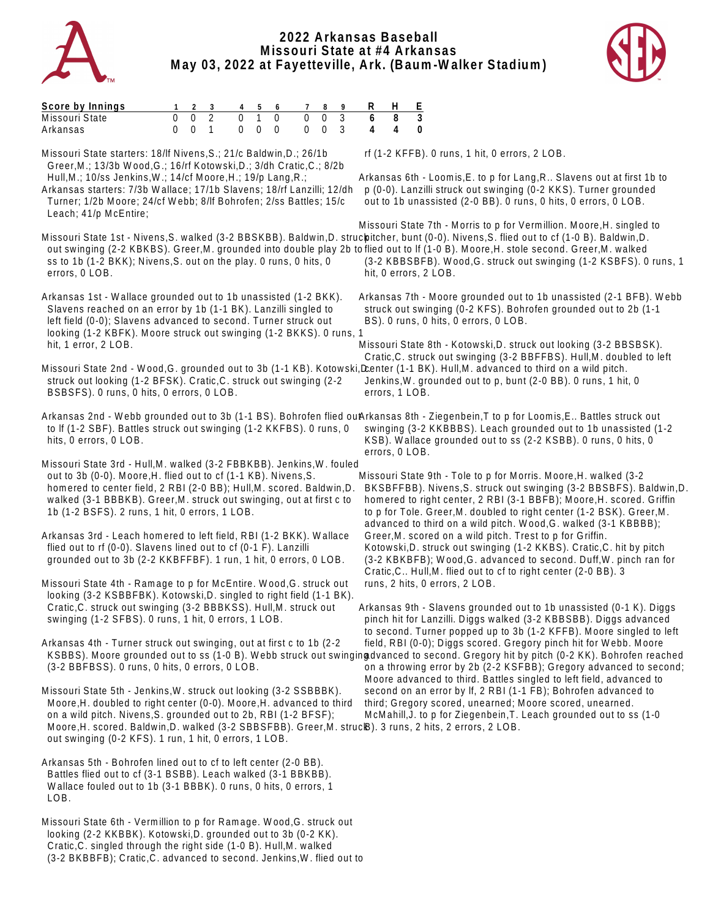# 2022 Arkansas Baseball
## Missouri State at #4 Arkansas
## May 03, 2022 at Fayetteville, Ark. (Baum-Walker Stadium)

| Score by Innings | 1 | 2 | 3 | 4 | 5 | 6 | 7 | 8 | 9 | R | H | E |
|---|---|---|---|---|---|---|---|---|---|---|---|---|
| Missouri State | 0 | 0 | 2 | 0 | 1 | 0 | 0 | 0 | 3 | 6 | 8 | 3 |
| Arkansas | 0 | 0 | 1 | 0 | 0 | 0 | 0 | 0 | 3 | 4 | 4 | 0 |

Missouri State starters: 18/lf Nivens,S.; 21/c Baldwin,D.; 26/1b Greer,M.; 13/3b Wood,G.; 16/rf Kotowski,D.; 3/dh Cratic,C.; 8/2b Hull,M.; 10/ss Jenkins,W.; 14/cf Moore,H.; 19/p Lang,R.;

Arkansas starters: 7/3b Wallace; 17/1b Slavens; 18/rf Lanzilli; 12/dh Turner; 1/2b Moore; 24/cf Webb; 8/lf Bohrofen; 2/ss Battles; 15/c Leach; 41/p McEntire;

Missouri State 1st - Nivens,S. walked (3-2 BBSKBB). Baldwin,D. struck out swinging (2-2 KBKBS). Greer,M. grounded into double play 2b to ss to 1b (1-2 BKK); Nivens,S. out on the play. 0 runs, 0 hits, 0 errors, 0 LOB.

Arkansas 1st - Wallace grounded out to 1b unassisted (1-2 BKK). Slavens reached on an error by 1b (1-1 BK). Lanzilli singled to left field (0-0); Slavens advanced to second. Turner struck out looking (1-2 KBFK). Moore struck out swinging (1-2 BKKS). 0 runs, 1 hit, 1 error, 2 LOB.

Missouri State 2nd - Wood,G. grounded out to 3b (1-1 KB). Kotowski,D. struck out looking (1-2 BFSK). Cratic,C. struck out swinging (2-2 BSBSFS). 0 runs, 0 hits, 0 errors, 0 LOB.

Arkansas 2nd - Webb grounded out to 3b (1-1 BS). Bohrofen flied out to lf (1-2 SBF). Battles struck out swinging (1-2 KKFBS). 0 runs, 0 hits, 0 errors, 0 LOB.

Missouri State 3rd - Hull,M. walked (3-2 FBBKBB). Jenkins,W. fouled out to 3b (0-0). Moore,H. flied out to cf (1-1 KB). Nivens,S. homered to center field, 2 RBI (2-0 BB); Hull,M. scored. Baldwin,D. walked (3-1 BBBKB). Greer,M. struck out swinging, out at first c to 1b (1-2 BSFS). 2 runs, 1 hit, 0 errors, 1 LOB.

Arkansas 3rd - Leach homered to left field, RBI (1-2 BKK). Wallace flied out to rf (0-0). Slavens lined out to cf (0-1 F). Lanzilli grounded out to 3b (2-2 KKBFFFBF). 1 run, 1 hit, 0 errors, 0 LOB.

Missouri State 4th - Ramage to p for McEntire. Wood,G. struck out looking (3-2 KSBBFBK). Kotowski,D. singled to right field (1-1 BK). Cratic,C. struck out swinging (3-2 BBBKSS). Hull,M. struck out swinging (1-2 SFBS). 0 runs, 1 hit, 0 errors, 1 LOB.

Arkansas 4th - Turner struck out swinging, out at first c to 1b (2-2 KSBBS). Moore grounded out to ss (1-0 B). Webb struck out swinging (3-2 BBFBSS). 0 runs, 0 hits, 0 errors, 0 LOB.

Missouri State 5th - Jenkins,W. struck out looking (3-2 SSBBBK). Moore,H. doubled to right center (0-0). Moore,H. advanced to third on a wild pitch. Nivens,S. grounded out to 2b, RBI (1-2 BFSF); Moore,H. scored. Baldwin,D. walked (3-2 SBBSFBB). Greer,M. struck out swinging (0-2 KFS). 1 run, 1 hit, 0 errors, 1 LOB.

Arkansas 5th - Bohrofen lined out to cf to left center (2-0 BB). Battles flied out to cf (3-1 BSBB). Leach walked (3-1 BBKBB). Wallace fouled out to 1b (3-1 BBBK). 0 runs, 0 hits, 0 errors, 1 LOB.

Missouri State 6th - Vermillion to p for Ramage. Wood,G. struck out looking (2-2 KKBBK). Kotowski,D. grounded out to 3b (0-2 KK). Cratic,C. singled through the right side (1-0 B). Hull,M. walked (3-2 BKBBFB); Cratic,C. advanced to second. Jenkins,W. flied out to rf (1-2 KFFB). 0 runs, 1 hit, 0 errors, 2 LOB.

Arkansas 6th - Loomis,E. to p for Lang,R.. Slavens out at first 1b to p (0-0). Lanzilli struck out swinging (0-2 KKS). Turner grounded out to 1b unassisted (2-0 BB). 0 runs, 0 hits, 0 errors, 0 LOB.

Missouri State 7th - Morris to p for Vermillion. Moore,H. singled to pitcher, bunt (0-0). Nivens,S. flied out to cf (1-0 B). Baldwin,D. flied out to lf (1-0 B). Moore,H. stole second. Greer,M. walked (3-2 KBBSBFB). Wood,G. struck out swinging (1-2 KSBFS). 0 runs, 1 hit, 0 errors, 2 LOB.

Arkansas 7th - Moore grounded out to 1b unassisted (2-1 BFB). Webb struck out swinging (0-2 KFS). Bohrofen grounded out to 2b (1-1 BS). 0 runs, 0 hits, 0 errors, 0 LOB.

Missouri State 8th - Kotowski,D. struck out looking (3-2 BBSBSK). Cratic,C. struck out swinging (3-2 BBFFBS). Hull,M. doubled to left center (1-1 BK). Hull,M. advanced to third on a wild pitch. Jenkins,W. grounded out to p, bunt (2-0 BB). 0 runs, 1 hit, 0 errors, 1 LOB.

Arkansas 8th - Ziegenbein,T to p for Loomis,E.. Battles struck out swinging (3-2 KKBBBS). Leach grounded out to 1b unassisted (1-2 KSB). Wallace grounded out to ss (2-2 KSBB). 0 runs, 0 hits, 0 errors, 0 LOB.

Missouri State 9th - Tole to p for Morris. Moore,H. walked (3-2 BKSBFFBB). Nivens,S. struck out swinging (3-2 BBSBFS). Baldwin,D. homered to right center, 2 RBI (3-1 BBFB); Moore,H. scored. Griffin to p for Tole. Greer,M. doubled to right center (1-2 BSK). Greer,M. advanced to third on a wild pitch. Wood,G. walked (3-1 KBBBB); Greer,M. scored on a wild pitch. Trest to p for Griffin. Kotowski,D. struck out swinging (1-2 KKBS). Cratic,C. hit by pitch (3-2 KBKBFB); Wood,G. advanced to second. Duff,W. pinch ran for Cratic,C.. Hull,M. flied out to cf to right center (2-0 BB). 3 runs, 2 hits, 0 errors, 2 LOB.

Arkansas 9th - Slavens grounded out to 1b unassisted (0-1 K). Diggs pinch hit for Lanzilli. Diggs walked (3-2 KBBSBB). Diggs advanced to second. Turner popped up to 3b (1-2 KFFB). Moore singled to left field, RBI (0-0); Diggs scored. Gregory pinch hit for Webb. Moore advanced to second. Gregory hit by pitch (0-2 KK). Bohrofen reached on a throwing error by 2b (2-2 KSFBB); Gregory advanced to second; Moore advanced to third. Battles singled to left field, advanced to second on an error by lf, 2 RBI (1-1 FB); Bohrofen advanced to third; Gregory scored, unearned; Moore scored, unearned. McMahill,J. to p for Ziegenbein,T. Leach grounded out to ss (1-0 B). 3 runs, 2 hits, 2 errors, 2 LOB.